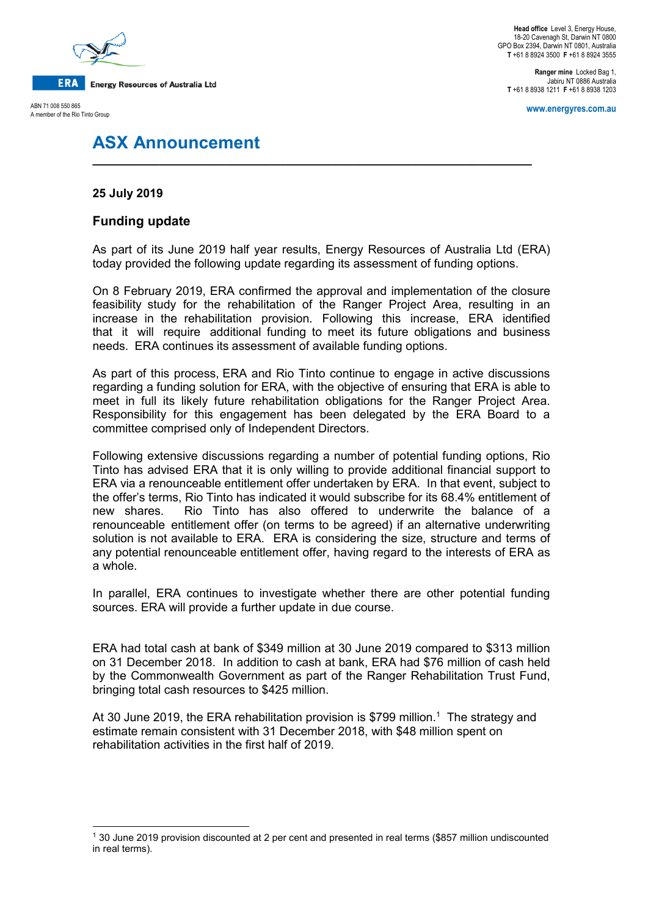**Energy Resources of Australia Ltd**

ABN 71 008 550 865
A member of the Rio Tinto Group

**Head office** Level 3, Energy House, 18-20 Cavenagh St, Darwin NT 0800
GPO Box 2394, Darwin NT 0801, Australia
**T** +61 8 8924 3500 **F** +61 8 8924 3555

**Ranger mine** Locked Bag 1, Jabiru NT 0886 Australia
**T** +61 8 8938 1211 **F** +61 8 8938 1203

**www.energyres.com.au**

# ASX Announcement

**25 July 2019**

## Funding update

As part of its June 2019 half year results, Energy Resources of Australia Ltd (ERA) today provided the following update regarding its assessment of funding options.

On 8 February 2019, ERA confirmed the approval and implementation of the closure feasibility study for the rehabilitation of the Ranger Project Area, resulting in an increase in the rehabilitation provision. Following this increase, ERA identified that it will require additional funding to meet its future obligations and business needs. ERA continues its assessment of available funding options.

As part of this process, ERA and Rio Tinto continue to engage in active discussions regarding a funding solution for ERA, with the objective of ensuring that ERA is able to meet in full its likely future rehabilitation obligations for the Ranger Project Area. Responsibility for this engagement has been delegated by the ERA Board to a committee comprised only of Independent Directors.

Following extensive discussions regarding a number of potential funding options, Rio Tinto has advised ERA that it is only willing to provide additional financial support to ERA via a renounceable entitlement offer undertaken by ERA. In that event, subject to the offer's terms, Rio Tinto has indicated it would subscribe for its 68.4% entitlement of new shares. Rio Tinto has also offered to underwrite the balance of a renounceable entitlement offer (on terms to be agreed) if an alternative underwriting solution is not available to ERA. ERA is considering the size, structure and terms of any potential renounceable entitlement offer, having regard to the interests of ERA as a whole.

In parallel, ERA continues to investigate whether there are other potential funding sources. ERA will provide a further update in due course.

ERA had total cash at bank of $349 million at 30 June 2019 compared to $313 million on 31 December 2018. In addition to cash at bank, ERA had $76 million of cash held by the Commonwealth Government as part of the Ranger Rehabilitation Trust Fund, bringing total cash resources to $425 million.

At 30 June 2019, the ERA rehabilitation provision is $799 million.[1] The strategy and estimate remain consistent with 31 December 2018, with $48 million spent on rehabilitation activities in the first half of 2019.

[1] 30 June 2019 provision discounted at 2 per cent and presented in real terms ($857 million undiscounted in real terms).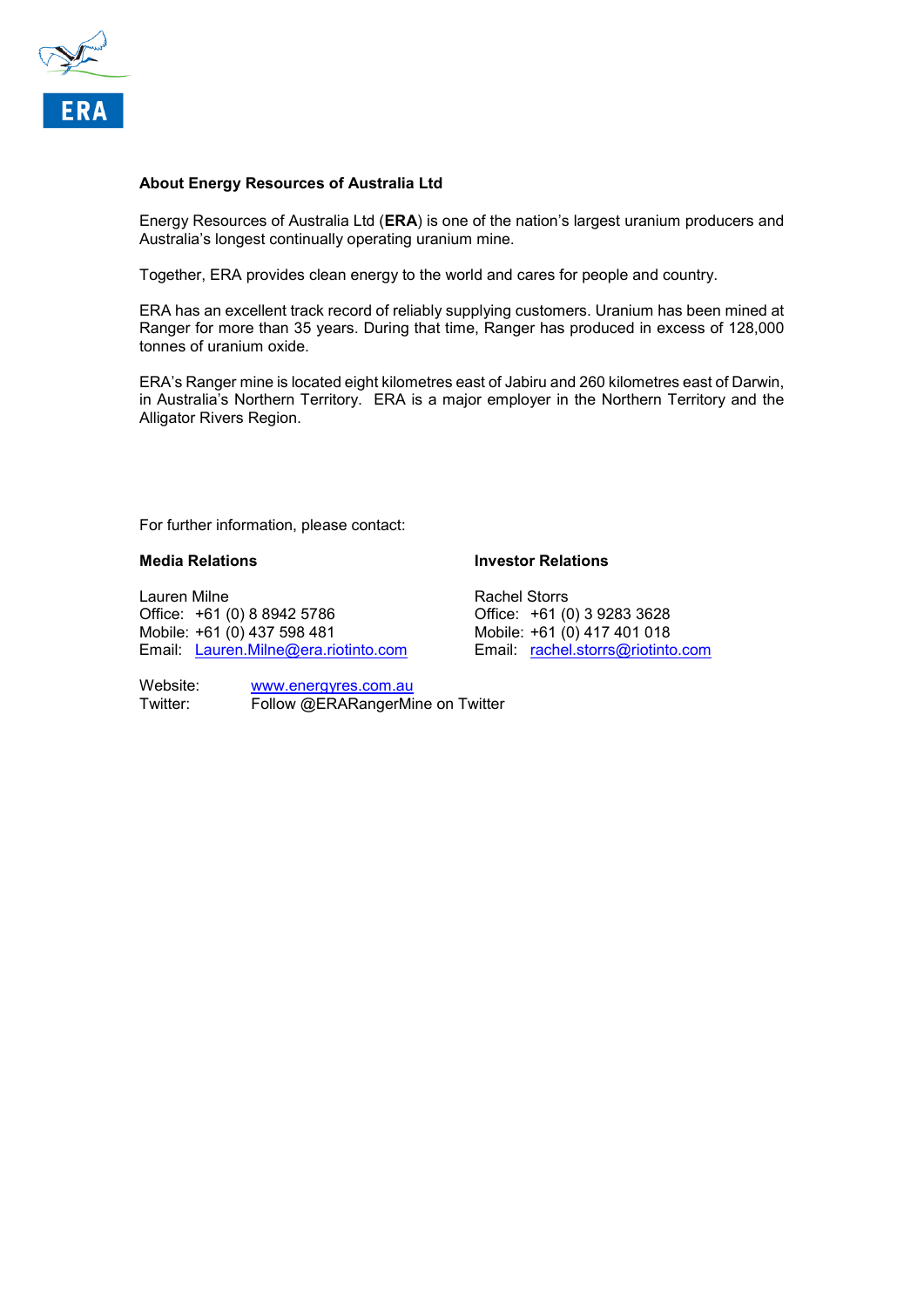**About Energy Resources of Australia Ltd**

Energy Resources of Australia Ltd (**ERA**) is one of the nation's largest uranium producers and Australia's longest continually operating uranium mine.

Together, ERA provides clean energy to the world and cares for people and country.

ERA has an excellent track record of reliably supplying customers. Uranium has been mined at Ranger for more than 35 years. During that time, Ranger has produced in excess of 128,000 tonnes of uranium oxide.

ERA's Ranger mine is located eight kilometres east of Jabiru and 260 kilometres east of Darwin, in Australia's Northern Territory. ERA is a major employer in the Northern Territory and the Alligator Rivers Region.

For further information, please contact:

**Media Relations**

Lauren Milne
Office: +61 (0) 8 8942 5786
Mobile: +61 (0) 437 598 481
Email: Lauren.Milne@era.riotinto.com

**Investor Relations**

Rachel Storrs
Office: +61 (0) 3 9283 3628
Mobile: +61 (0) 417 401 018
Email: rachel.storrs@riotinto.com

Website: www.energyres.com.au
Twitter: Follow @ERARangerMine on Twitter